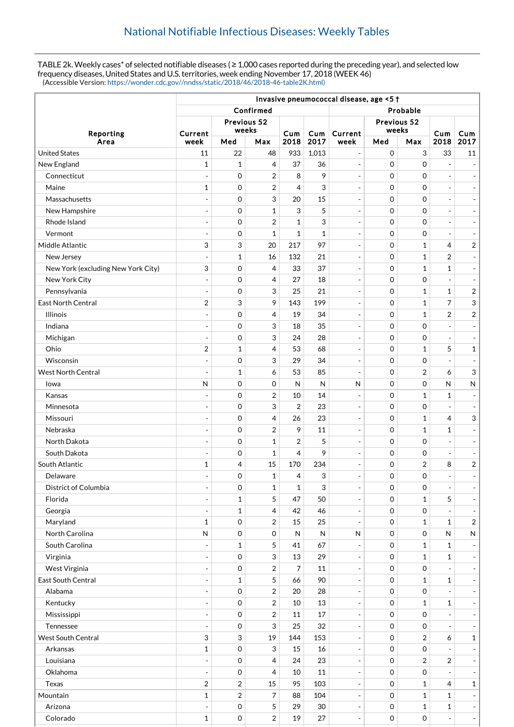# National Notifiable Infectious Diseases: Weekly Tables

TABLE 2k. Weekly cases* of selected notifiable diseases ( ≥ 1,000 cases reported during the preceding year), and selected low frequency diseases, United States and U.S. territories, week ending November 17, 2018 (WEEK 46)
(Accessible Version: https://wonder.cdc.gov//nndss/static/2018/46/2018-46-table2K.html)

| Reporting Area | Invasive pneumococcal disease, age <5 † | | | | | | | | | |
|---|---|---|---|---|---|---|---|---|---|---|
| | Confirmed | | | | | Probable | | | | |
| | Current week | Previous 52 weeks Med | Previous 52 weeks Max | Cum 2018 | Cum 2017 | Current week | Previous 52 weeks Med | Previous 52 weeks Max | Cum 2018 | Cum 2017 |
| United States | 11 | 22 | 48 | 933 | 1,013 | - | 0 | 3 | 33 | 11 |
| New England | 1 | 1 | 4 | 37 | 36 | - | 0 | 0 | - | - |
| Connecticut | - | 0 | 2 | 8 | 9 | - | 0 | 0 | - | - |
| Maine | 1 | 0 | 2 | 4 | 3 | - | 0 | 0 | - | - |
| Massachusetts | - | 0 | 3 | 20 | 15 | - | 0 | 0 | - | - |
| New Hampshire | - | 0 | 1 | 3 | 5 | - | 0 | 0 | - | - |
| Rhode Island | - | 0 | 2 | 1 | 3 | - | 0 | 0 | - | - |
| Vermont | - | 0 | 1 | 1 | 1 | - | 0 | 0 | - | - |
| Middle Atlantic | 3 | 3 | 20 | 217 | 97 | - | 0 | 1 | 4 | 2 |
| New Jersey | - | 1 | 16 | 132 | 21 | - | 0 | 1 | 2 | - |
| New York (excluding New York City) | 3 | 0 | 4 | 33 | 37 | - | 0 | 1 | 1 | - |
| New York City | - | 0 | 4 | 27 | 18 | - | 0 | 0 | - | - |
| Pennsylvania | - | 0 | 3 | 25 | 21 | - | 0 | 1 | 1 | 2 |
| East North Central | 2 | 3 | 9 | 143 | 199 | - | 0 | 1 | 7 | 3 |
| Illinois | - | 0 | 4 | 19 | 34 | - | 0 | 1 | 2 | 2 |
| Indiana | - | 0 | 3 | 18 | 35 | - | 0 | 0 | - | - |
| Michigan | - | 0 | 3 | 24 | 28 | - | 0 | 0 | - | - |
| Ohio | 2 | 1 | 4 | 53 | 68 | - | 0 | 1 | 5 | 1 |
| Wisconsin | - | 0 | 3 | 29 | 34 | - | 0 | 0 | - | - |
| West North Central | - | 1 | 6 | 53 | 85 | - | 0 | 2 | 6 | 3 |
| Iowa | N | 0 | 0 | N | N | N | 0 | 0 | N | N |
| Kansas | - | 0 | 2 | 10 | 14 | - | 0 | 1 | 1 | - |
| Minnesota | - | 0 | 3 | 2 | 23 | - | 0 | 0 | - | - |
| Missouri | - | 0 | 4 | 26 | 23 | - | 0 | 1 | 4 | 3 |
| Nebraska | - | 0 | 2 | 9 | 11 | - | 0 | 1 | 1 | - |
| North Dakota | - | 0 | 1 | 2 | 5 | - | 0 | 0 | - | - |
| South Dakota | - | 0 | 1 | 4 | 9 | - | 0 | 0 | - | - |
| South Atlantic | 1 | 4 | 15 | 170 | 234 | - | 0 | 2 | 8 | 2 |
| Delaware | - | 0 | 1 | 4 | 3 | - | 0 | 0 | - | - |
| District of Columbia | - | 0 | 1 | 1 | 3 | - | 0 | 0 | - | - |
| Florida | - | 1 | 5 | 47 | 50 | - | 0 | 1 | 5 | - |
| Georgia | - | 1 | 4 | 42 | 46 | - | 0 | 0 | - | - |
| Maryland | 1 | 0 | 2 | 15 | 25 | - | 0 | 1 | 1 | 2 |
| North Carolina | N | 0 | 0 | N | N | N | 0 | 0 | N | N |
| South Carolina | - | 1 | 5 | 41 | 67 | - | 0 | 1 | 1 | - |
| Virginia | - | 0 | 3 | 13 | 29 | - | 0 | 1 | 1 | - |
| West Virginia | - | 0 | 2 | 7 | 11 | - | 0 | 0 | - | - |
| East South Central | - | 1 | 5 | 66 | 90 | - | 0 | 1 | 1 | - |
| Alabama | - | 0 | 2 | 20 | 28 | - | 0 | 0 | - | - |
| Kentucky | - | 0 | 2 | 10 | 13 | - | 0 | 1 | 1 | - |
| Mississippi | - | 0 | 2 | 11 | 17 | - | 0 | 0 | - | - |
| Tennessee | - | 0 | 3 | 25 | 32 | - | 0 | 0 | - | - |
| West South Central | 3 | 3 | 19 | 144 | 153 | - | 0 | 2 | 6 | 1 |
| Arkansas | 1 | 0 | 3 | 15 | 16 | - | 0 | 0 | - | - |
| Louisiana | - | 0 | 4 | 24 | 23 | - | 0 | 2 | 2 | - |
| Oklahoma | - | 0 | 4 | 10 | 11 | - | 0 | 0 | - | - |
| Texas | 2 | 2 | 15 | 95 | 103 | - | 0 | 1 | 4 | 1 |
| Mountain | 1 | 2 | 7 | 88 | 104 | - | 0 | 1 | 1 | - |
| Arizona | - | 0 | 5 | 29 | 30 | - | 0 | 1 | 1 | - |
| Colorado | 1 | 0 | 2 | 19 | 27 | - | 0 | 0 | - | - |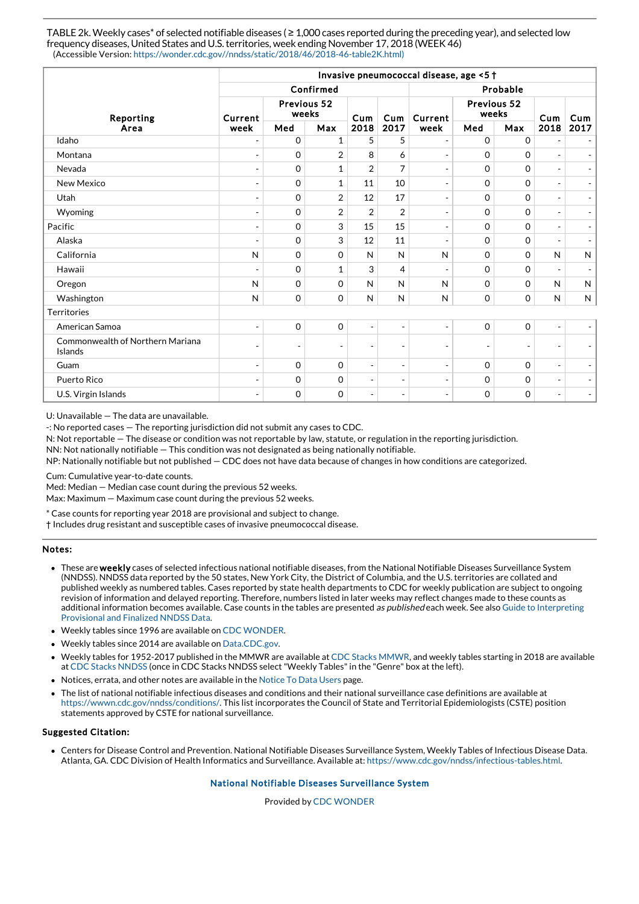TABLE 2k. Weekly cases* of selected notifiable diseases ( ≥ 1,000 cases reported during the preceding year), and selected low frequency diseases, United States and U.S. territories, week ending November 17, 2018 (WEEK 46)
(Accessible Version: https://wonder.cdc.gov//nndss/static/2018/46/2018-46-table2K.html)

| Reporting Area | Invasive pneumococcal disease, age <5 † | | | | | | | | | |
|---|---|---|---|---|---|---|---|---|---|---|
| | Confirmed | | | | | Probable | | | | |
| | Current week | Previous 52 weeks | | Cum 2018 | Cum 2017 | Current week | Previous 52 weeks | | Cum 2018 | Cum 2017 |
| | | Med | Max | | | | Med | Max | | |
| Idaho | - | 0 | 1 | 5 | 5 | - | 0 | 0 | - | - |
| Montana | - | 0 | 2 | 8 | 6 | - | 0 | 0 | - | - |
| Nevada | - | 0 | 1 | 2 | 7 | - | 0 | 0 | - | - |
| New Mexico | - | 0 | 1 | 11 | 10 | - | 0 | 0 | - | - |
| Utah | - | 0 | 2 | 12 | 17 | - | 0 | 0 | - | - |
| Wyoming | - | 0 | 2 | 2 | 2 | - | 0 | 0 | - | - |
| Pacific | - | 0 | 3 | 15 | 15 | - | 0 | 0 | - | - |
| Alaska | - | 0 | 3 | 12 | 11 | - | 0 | 0 | - | - |
| California | N | 0 | 0 | N | N | N | 0 | 0 | N | N |
| Hawaii | - | 0 | 1 | 3 | 4 | - | 0 | 0 | - | - |
| Oregon | N | 0 | 0 | N | N | N | 0 | 0 | N | N |
| Washington | N | 0 | 0 | N | N | N | 0 | 0 | N | N |
| Territories | | | | | | | | | | |
| American Samoa | - | 0 | 0 | - | - | - | 0 | 0 | - | - |
| Commonwealth of Northern Mariana Islands | - | - | - | - | - | - | - | - | - | - |
| Guam | - | 0 | 0 | - | - | - | 0 | 0 | - | - |
| Puerto Rico | - | 0 | 0 | - | - | - | 0 | 0 | - | - |
| U.S. Virgin Islands | - | 0 | 0 | - | - | - | 0 | 0 | - | - |

U: Unavailable — The data are unavailable.
-: No reported cases — The reporting jurisdiction did not submit any cases to CDC.
N: Not reportable — The disease or condition was not reportable by law, statute, or regulation in the reporting jurisdiction.
NN: Not nationally notifiable — This condition was not designated as being nationally notifiable.
NP: Nationally notifiable but not published — CDC does not have data because of changes in how conditions are categorized.

Cum: Cumulative year-to-date counts.
Med: Median — Median case count during the previous 52 weeks.
Max: Maximum — Maximum case count during the previous 52 weeks.

* Case counts for reporting year 2018 are provisional and subject to change.
† Includes drug resistant and susceptible cases of invasive pneumococcal disease.

**Notes:**

- These are **weekly** cases of selected infectious national notifiable diseases, from the National Notifiable Diseases Surveillance System (NNDSS). NNDSS data reported by the 50 states, New York City, the District of Columbia, and the U.S. territories are collated and published weekly as numbered tables. Cases reported by state health departments to CDC for weekly publication are subject to ongoing revision of information and delayed reporting. Therefore, numbers listed in later weeks may reflect changes made to these counts as additional information becomes available. Case counts in the tables are presented *as published* each week. See also Guide to Interpreting Provisional and Finalized NNDSS Data.
- Weekly tables since 1996 are available on CDC WONDER.
- Weekly tables since 2014 are available on Data.CDC.gov.
- Weekly tables for 1952-2017 published in the MMWR are available at CDC Stacks MMWR, and weekly tables starting in 2018 are available at CDC Stacks NNDSS (once in CDC Stacks NNDSS select "Weekly Tables" in the "Genre" box at the left).
- Notices, errata, and other notes are available in the Notice To Data Users page.
- The list of national notifiable infectious diseases and conditions and their national surveillance case definitions are available at https://wwwn.cdc.gov/nndss/conditions/. This list incorporates the Council of State and Territorial Epidemiologists (CSTE) position statements approved by CSTE for national surveillance.

**Suggested Citation:**

- Centers for Disease Control and Prevention. National Notifiable Diseases Surveillance System, Weekly Tables of Infectious Disease Data. Atlanta, GA. CDC Division of Health Informatics and Surveillance. Available at: https://www.cdc.gov/nndss/infectious-tables.html.

**National Notifiable Diseases Surveillance System**

Provided by CDC WONDER